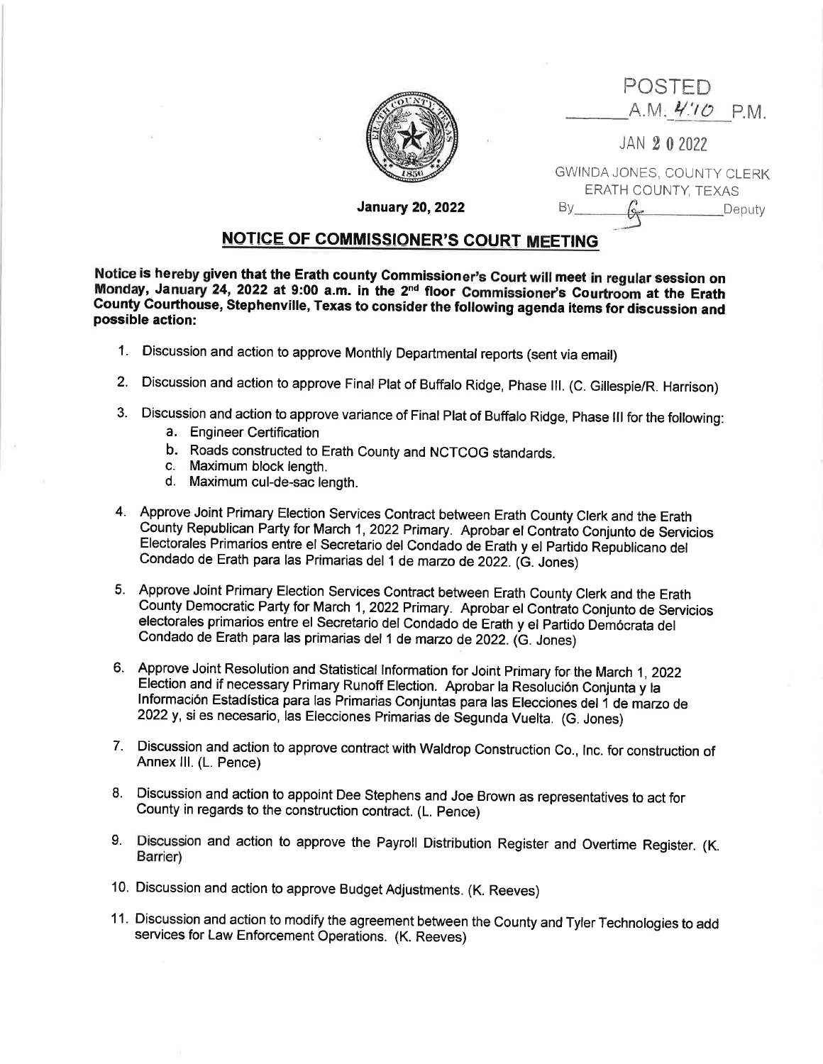POSTED
______A.M. 4:10 P.M.

JAN 20 2022

GWINDA JONES, COUNTY CLERK
ERATH COUNTY, TEXAS
By______G______Deputy

**January 20, 2022**

## NOTICE OF COMMISSIONER'S COURT MEETING

**Notice is hereby given that the Erath county Commissioner's Court will meet in regular session on Monday, January 24, 2022 at 9:00 a.m. in the 2nd floor Commissioner's Courtroom at the Erath County Courthouse, Stephenville, Texas to consider the following agenda items for discussion and possible action:**

1. Discussion and action to approve Monthly Departmental reports (sent via email)
2. Discussion and action to approve Final Plat of Buffalo Ridge, Phase III. (C. Gillespie/R. Harrison)
3. Discussion and action to approve variance of Final Plat of Buffalo Ridge, Phase III for the following:
   a. Engineer Certification
   b. Roads constructed to Erath County and NCTCOG standards.
   c. Maximum block length.
   d. Maximum cul-de-sac length.
4. Approve Joint Primary Election Services Contract between Erath County Clerk and the Erath County Republican Party for March 1, 2022 Primary. Aprobar el Contrato Conjunto de Servicios Electorales Primarios entre el Secretario del Condado de Erath y el Partido Republicano del Condado de Erath para las Primarias del 1 de marzo de 2022. (G. Jones)
5. Approve Joint Primary Election Services Contract between Erath County Clerk and the Erath County Democratic Party for March 1, 2022 Primary. Aprobar el Contrato Conjunto de Servicios electorales primarios entre el Secretario del Condado de Erath y el Partido Demócrata del Condado de Erath para las primarias del 1 de marzo de 2022. (G. Jones)
6. Approve Joint Resolution and Statistical Information for Joint Primary for the March 1, 2022 Election and if necessary Primary Runoff Election. Aprobar la Resolución Conjunta y la Información Estadística para las Primarias Conjuntas para las Elecciones del 1 de marzo de 2022 y, si es necesario, las Elecciones Primarias de Segunda Vuelta. (G. Jones)
7. Discussion and action to approve contract with Waldrop Construction Co., Inc. for construction of Annex III. (L. Pence)
8. Discussion and action to appoint Dee Stephens and Joe Brown as representatives to act for County in regards to the construction contract. (L. Pence)
9. Discussion and action to approve the Payroll Distribution Register and Overtime Register. (K. Barrier)
10. Discussion and action to approve Budget Adjustments. (K. Reeves)
11. Discussion and action to modify the agreement between the County and Tyler Technologies to add services for Law Enforcement Operations. (K. Reeves)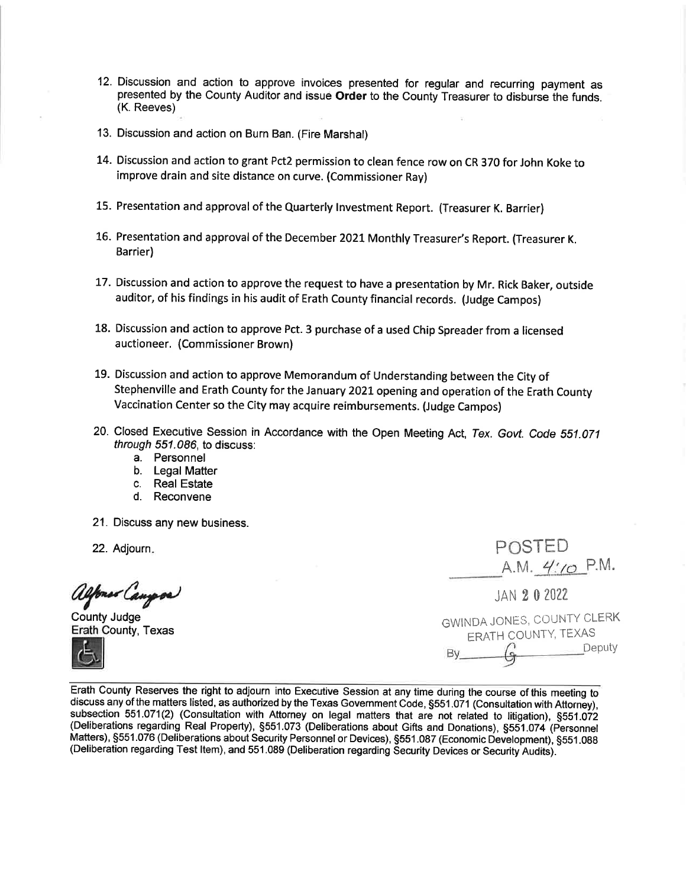12. Discussion and action to approve invoices presented for regular and recurring payment as presented by the County Auditor and issue **Order** to the County Treasurer to disburse the funds. (K. Reeves)

13. Discussion and action on Burn Ban. (Fire Marshal)

14. Discussion and action to grant Pct2 permission to clean fence row on CR 370 for John Koke to improve drain and site distance on curve. (Commissioner Ray)

15. Presentation and approval of the Quarterly Investment Report. (Treasurer K. Barrier)

16. Presentation and approval of the December 2021 Monthly Treasurer's Report. (Treasurer K. Barrier)

17. Discussion and action to approve the request to have a presentation by Mr. Rick Baker, outside auditor, of his findings in his audit of Erath County financial records. (Judge Campos)

18. Discussion and action to approve Pct. 3 purchase of a used Chip Spreader from a licensed auctioneer. (Commissioner Brown)

19. Discussion and action to approve Memorandum of Understanding between the City of Stephenville and Erath County for the January 2021 opening and operation of the Erath County Vaccination Center so the City may acquire reimbursements. (Judge Campos)

20. Closed Executive Session in Accordance with the Open Meeting Act, *Tex. Govt. Code 551.071 through 551.086*, to discuss:
    a. Personnel
    b. Legal Matter
    c. Real Estate
    d. Reconvene

21. Discuss any new business.

22. Adjourn.

Alfonso Campos

County Judge
Erath County, Texas

POSTED
A.M. 4:10 P.M.

JAN 20 2022

GWINDA JONES, COUNTY CLERK
ERATH COUNTY, TEXAS
By G Deputy

Erath County Reserves the right to adjourn into Executive Session at any time during the course of this meeting to discuss any of the matters listed, as authorized by the Texas Government Code, §551.071 (Consultation with Attorney), subsection 551.071(2) (Consultation with Attorney on legal matters that are not related to litigation), §551.072 (Deliberations regarding Real Property), §551.073 (Deliberations about Gifts and Donations), §551.074 (Personnel Matters), §551.076 (Deliberations about Security Personnel or Devices), §551.087 (Economic Development), §551.088 (Deliberation regarding Test Item), and 551.089 (Deliberation regarding Security Devices or Security Audits).